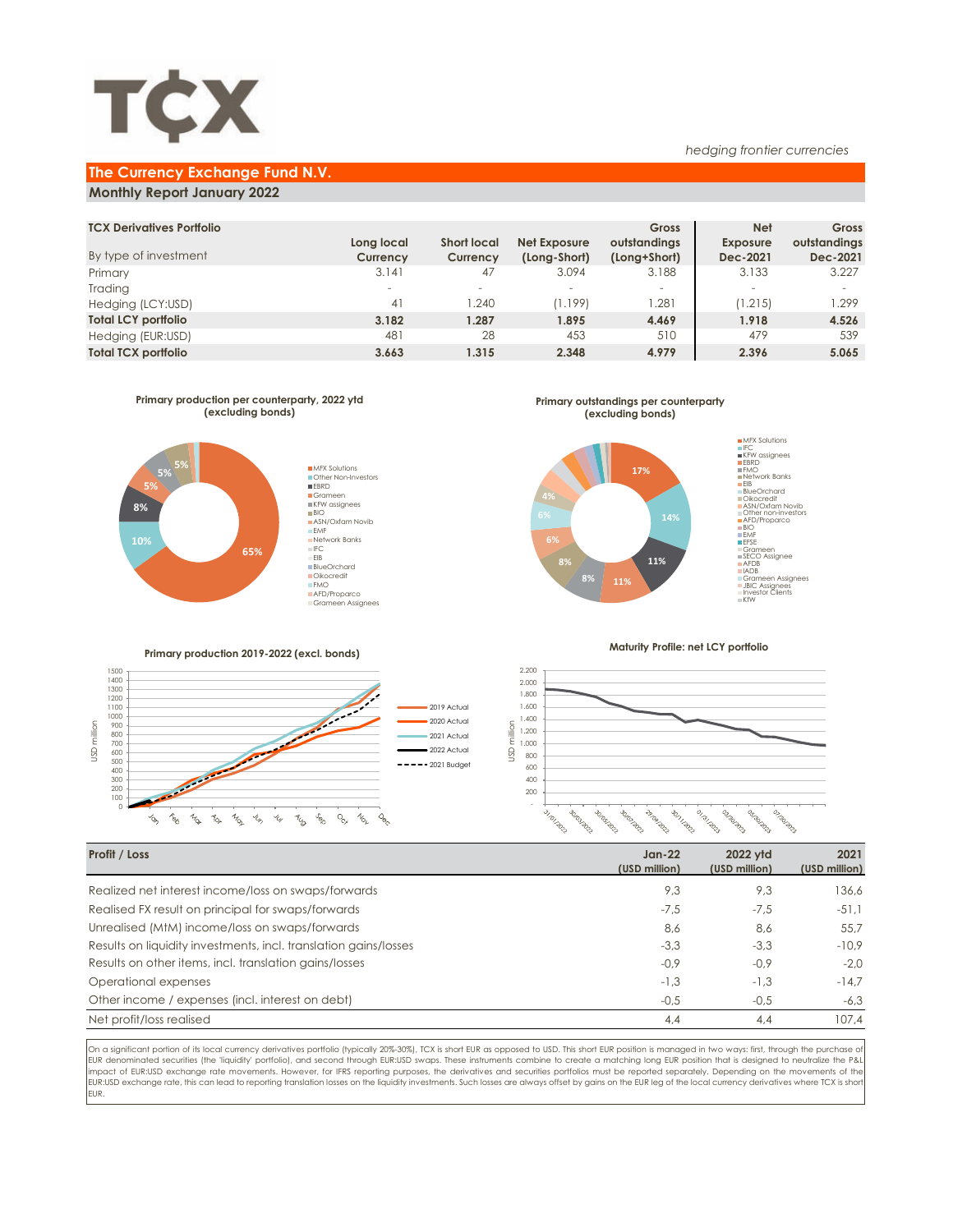# TCX

*hedging frontier currencies*

## The Currency Exchange Fund N.V.

### Monthly Report January 2022

| TCX Derivatives Portfolio<br>By type of investment | Long local Currency | Short local Currency | Net Exposure (Long-Short) | Gross outstandings (Long+Short) | Net Exposure Dec-2021 | Gross outstandings Dec-2021 |
|---|---|---|---|---|---|---|
| Primary | 3.141 | 47 | 3.094 | 3.188 | 3.133 | 3.227 |
| Trading | - | - | - | - | - | - |
| Hedging (LCY:USD) | 41 | 1.240 | (1.199) | 1.281 | (1.215) | 1.299 |
| **Total LCY portfolio** | **3.182** | **1.287** | **1.895** | **4.469** | **1.918** | **4.526** |
| Hedging (EUR:USD) | 481 | 28 | 453 | 510 | 479 | 539 |
| **Total TCX portfolio** | **3.663** | **1.315** | **2.348** | **4.979** | **2.396** | **5.065** |

**Primary production per counterparty, 2022 ytd (excluding bonds)**

**Primary outstandings per counterparty (excluding bonds)**

**Primary production 2019-2022 (excl. bonds)**

**Maturity Profile: net LCY portfolio**

| Profit / Loss | Jan-22 (USD million) | 2022 ytd (USD million) | 2021 (USD million) |
|---|---|---|---|
| Realized net interest income/loss on swaps/forwards | 9,3 | 9,3 | 136,6 |
| Realised FX result on principal for swaps/forwards | -7,5 | -7,5 | -51,1 |
| Unrealised (MtM) income/loss on swaps/forwards | 8,6 | 8,6 | 55,7 |
| Results on liquidity investments, incl. translation gains/losses | -3,3 | -3,3 | -10,9 |
| Results on other items, incl. translation gains/losses | -0,9 | -0,9 | -2,0 |
| Operational expenses | -1,3 | -1,3 | -14,7 |
| Other income / expenses (incl. interest on debt) | -0,5 | -0,5 | -6,3 |
| Net profit/loss realised | 4,4 | 4,4 | 107,4 |

On a significant portion of its local currency derivatives portfolio (typically 20%-30%), TCX is short EUR as opposed to USD. This short EUR position is managed in two ways: first, through the purchase of EUR denominated securities (the 'liquidity' portfolio), and second through EUR:USD swaps. These instruments combine to create a matching long EUR position that is designed to neutralize the P&L impact of EUR:USD exchange rate movements. However, for IFRS reporting purposes, the derivatives and securities portfolios must be reported separately. Depending on the movements of the EUR:USD exchange rate, this can lead to reporting translation losses on the liquidity investments. Such losses are always offset by gains on the EUR leg of the local currency derivatives where TCX is short EUR.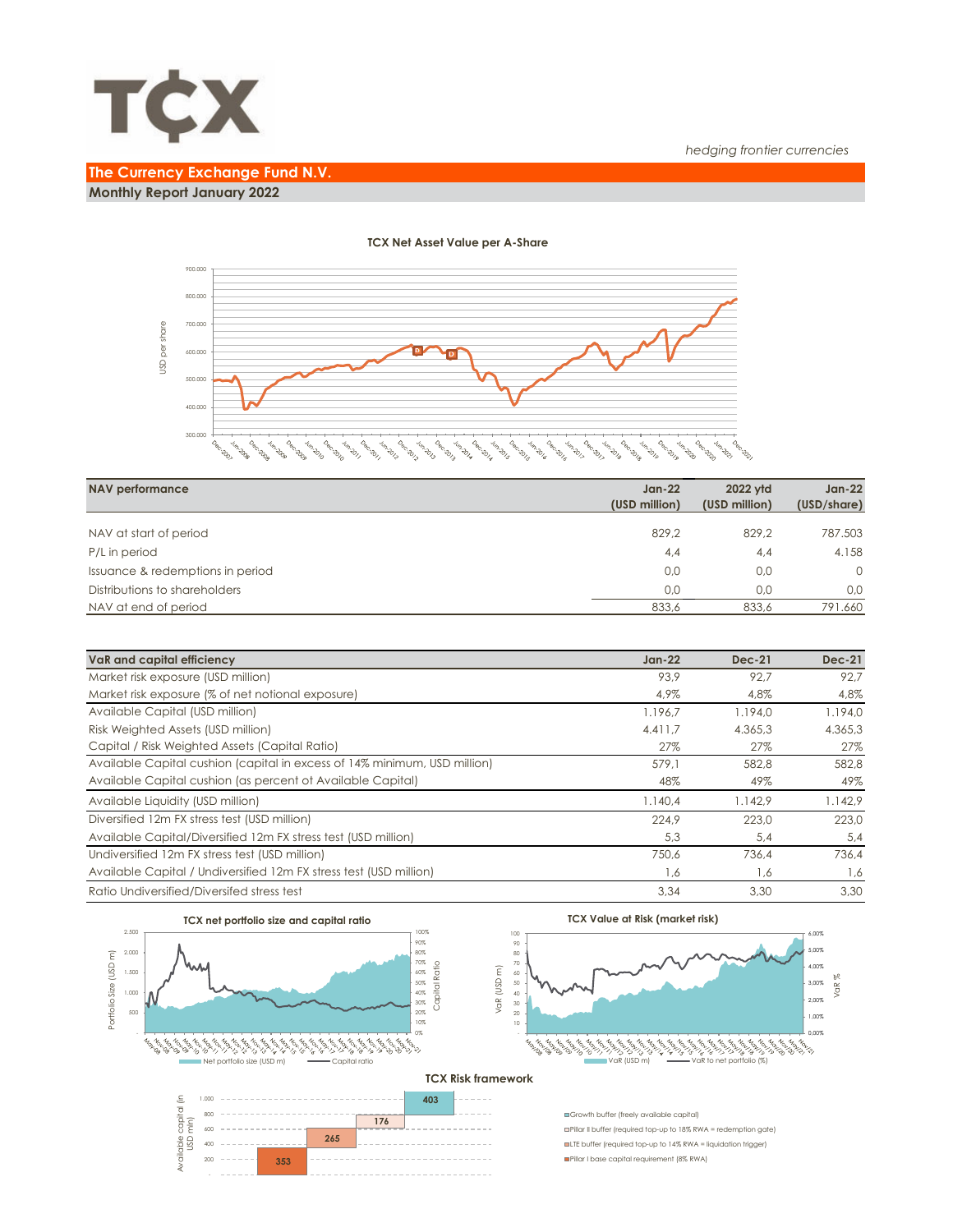*hedging frontier currencies*

# The Currency Exchange Fund N.V.

## Monthly Report January 2022

**TCX Net Asset Value per A-Share**

| NAV performance | Jan-22 (USD million) | 2022 ytd (USD million) | Jan-22 (USD/share) |
|---|---|---|---|
| NAV at start of period | 829,2 | 829,2 | 787.503 |
| P/L in period | 4,4 | 4,4 | 4.158 |
| Issuance & redemptions in period | 0,0 | 0,0 | 0 |
| Distributions to shareholders | 0,0 | 0,0 | 0,0 |
| NAV at end of period | 833,6 | 833,6 | 791.660 |

| VaR and capital efficiency | Jan-22 | Dec-21 | Dec-21 |
|---|---|---|---|
| Market risk exposure (USD million) | 93,9 | 92,7 | 92,7 |
| Market risk exposure (% of net notional exposure) | 4,9% | 4,8% | 4,8% |
| Available Capital (USD million) | 1.196,7 | 1.194,0 | 1.194,0 |
| Risk Weighted Assets (USD million) | 4.411,7 | 4.365,3 | 4.365,3 |
| Capital / Risk Weighted Assets (Capital Ratio) | 27% | 27% | 27% |
| Available Capital cushion (capital in excess of 14% minimum, USD million) | 579,1 | 582,8 | 582,8 |
| Available Capital cushion (as percent of Available Capital) | 48% | 49% | 49% |
| Available Liquidity (USD million) | 1.140,4 | 1.142,9 | 1.142,9 |
| Diversified 12m FX stress test (USD million) | 224,9 | 223,0 | 223,0 |
| Available Capital/Diversified 12m FX stress test (USD million) | 5,3 | 5,4 | 5,4 |
| Undiversified 12m FX stress test (USD million) | 750,6 | 736,4 | 736,4 |
| Available Capital / Undiversified 12m FX stress test (USD million) | 1,6 | 1,6 | 1,6 |
| Ratio Undiversified/Diversifed stress test | 3,34 | 3,30 | 3,30 |

**TCX net portfolio size and capital ratio**

**TCX Value at Risk (market risk)**

**TCX Risk framework**

- Growth buffer (freely available capital): 403
- Pillar II buffer (required top-up to 18% RWA = redemption gate): 176
- LTE buffer (required top-up to 14% RWA = liquidation trigger): 265
- Pillar I base capital requirement (8% RWA): 353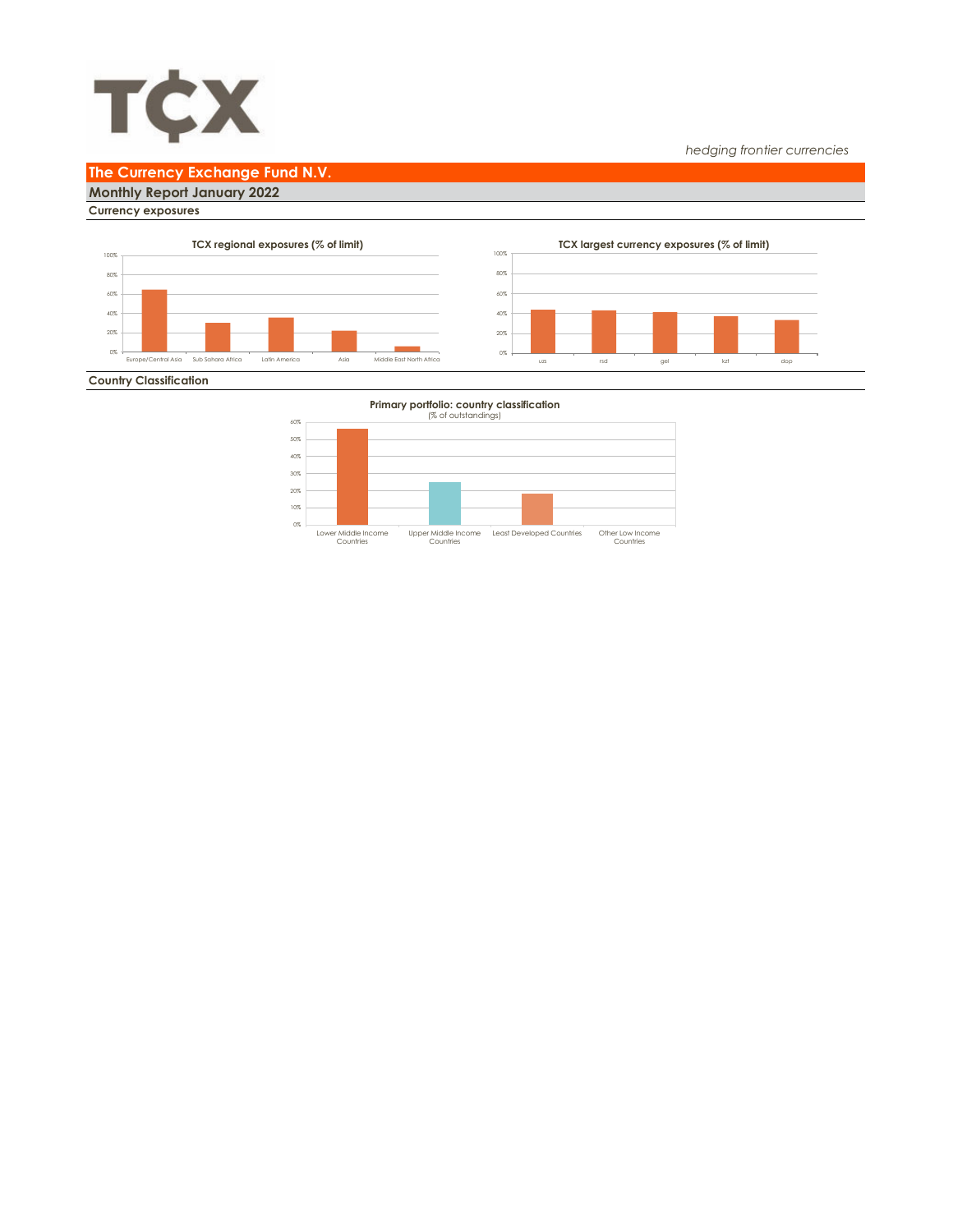*hedging frontier currencies*

# The Currency Exchange Fund N.V.

## Monthly Report January 2022

### Currency exposures

**TCX regional exposures (% of limit)**

100%
80%
60%
40%
20%
0%

Europe/Central Asia
Sub Sahara Africa
Latin America
Asia
Middle East North Africa

**TCX largest currency exposures (% of limit)**

100%
80%
60%
40%
20%
0%

uzs
rsd
gel
kzt
dop

### Country Classification

**Primary portfolio: country classification**
(% of outstandings)

60%
50%
40%
30%
20%
10%
0%

Lower Middle Income Countries
Upper Middle Income Countries
Least Developed Countries
Other Low Income Countries